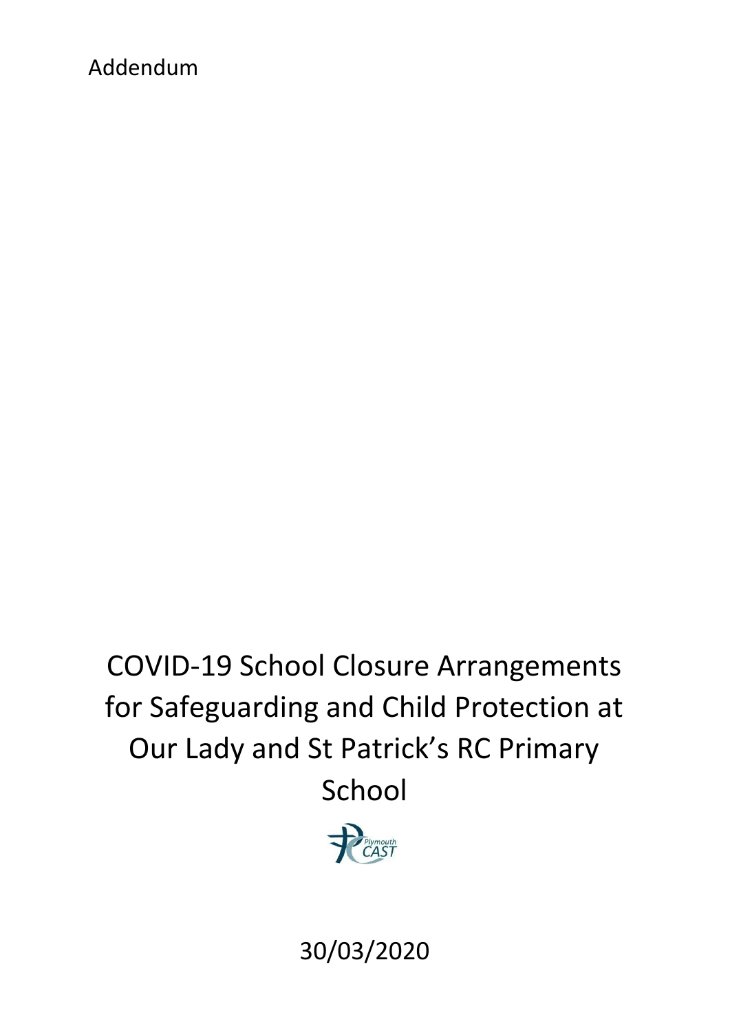Addendum

# COVID-19 School Closure Arrangements for Safeguarding and Child Protection at Our Lady and St Patrick's RC Primary School

Plymouth CAST

30/03/2020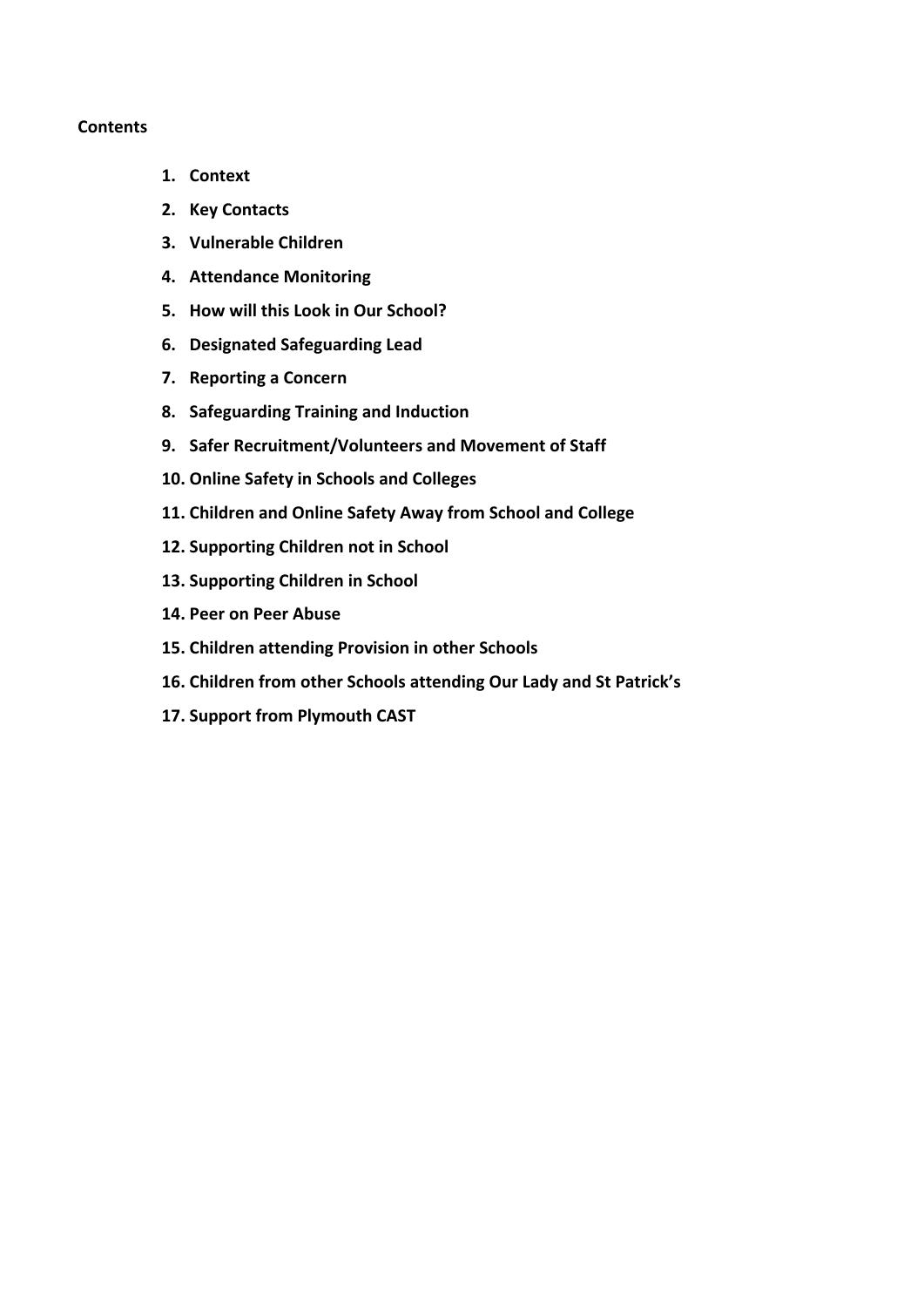**Contents**

1. **Context**
2. **Key Contacts**
3. **Vulnerable Children**
4. **Attendance Monitoring**
5. **How will this Look in Our School?**
6. **Designated Safeguarding Lead**
7. **Reporting a Concern**
8. **Safeguarding Training and Induction**
9. **Safer Recruitment/Volunteers and Movement of Staff**
10. **Online Safety in Schools and Colleges**
11. **Children and Online Safety Away from School and College**
12. **Supporting Children not in School**
13. **Supporting Children in School**
14. **Peer on Peer Abuse**
15. **Children attending Provision in other Schools**
16. **Children from other Schools attending Our Lady and St Patrick's**
17. **Support from Plymouth CAST**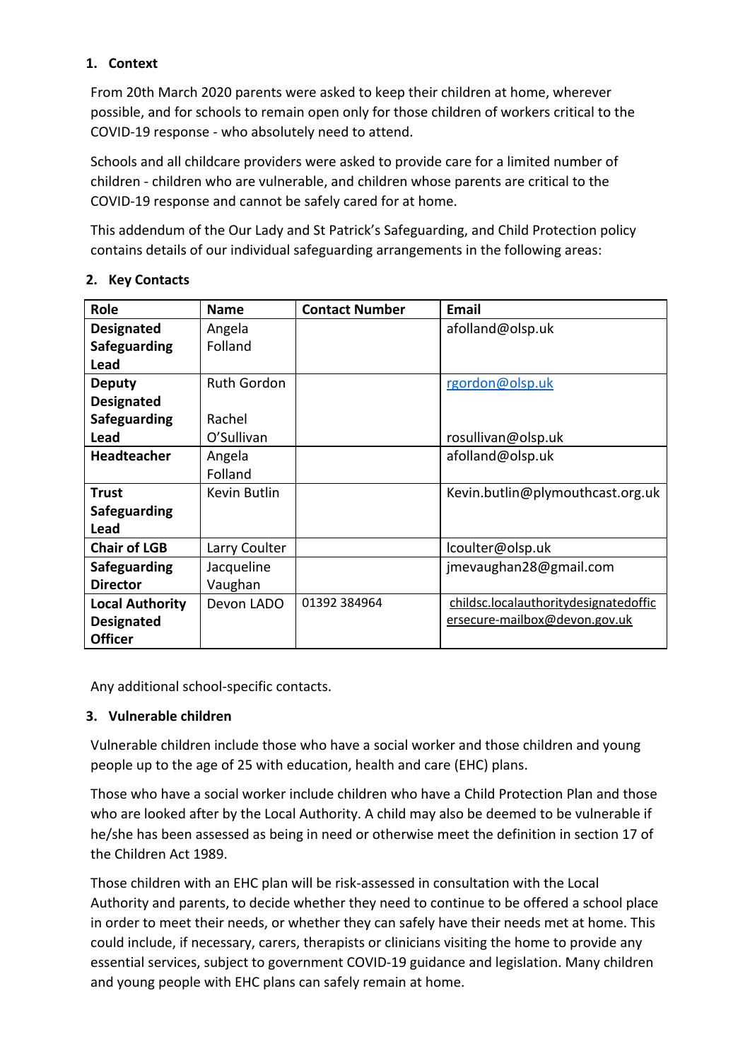## 1. Context

From 20th March 2020 parents were asked to keep their children at home, wherever possible, and for schools to remain open only for those children of workers critical to the COVID-19 response - who absolutely need to attend.

Schools and all childcare providers were asked to provide care for a limited number of children - children who are vulnerable, and children whose parents are critical to the COVID-19 response and cannot be safely cared for at home.

This addendum of the Our Lady and St Patrick's Safeguarding, and Child Protection policy contains details of our individual safeguarding arrangements in the following areas:

## 2. Key Contacts

| Role | Name | Contact Number | Email |
|---|---|---|---|
| **Designated Safeguarding Lead** | Angela Folland | | afolland@olsp.uk |
| **Deputy Designated Safeguarding Lead** | Ruth Gordon<br><br>Rachel O'Sullivan | | rgordon@olsp.uk<br><br>rosullivan@olsp.uk |
| **Headteacher** | Angela Folland | | afolland@olsp.uk |
| **Trust Safeguarding Lead** | Kevin Butlin | | Kevin.butlin@plymouthcast.org.uk |
| **Chair of LGB** | Larry Coulter | | lcoulter@olsp.uk |
| **Safeguarding Director** | Jacqueline Vaughan | | jmevaughan28@gmail.com |
| **Local Authority Designated Officer** | Devon LADO | 01392 384964 | childsc.localauthoritydesignatedofficersecure-mailbox@devon.gov.uk |

Any additional school-specific contacts.

## 3. Vulnerable children

Vulnerable children include those who have a social worker and those children and young people up to the age of 25 with education, health and care (EHC) plans.

Those who have a social worker include children who have a Child Protection Plan and those who are looked after by the Local Authority. A child may also be deemed to be vulnerable if he/she has been assessed as being in need or otherwise meet the definition in section 17 of the Children Act 1989.

Those children with an EHC plan will be risk-assessed in consultation with the Local Authority and parents, to decide whether they need to continue to be offered a school place in order to meet their needs, or whether they can safely have their needs met at home. This could include, if necessary, carers, therapists or clinicians visiting the home to provide any essential services, subject to government COVID-19 guidance and legislation. Many children and young people with EHC plans can safely remain at home.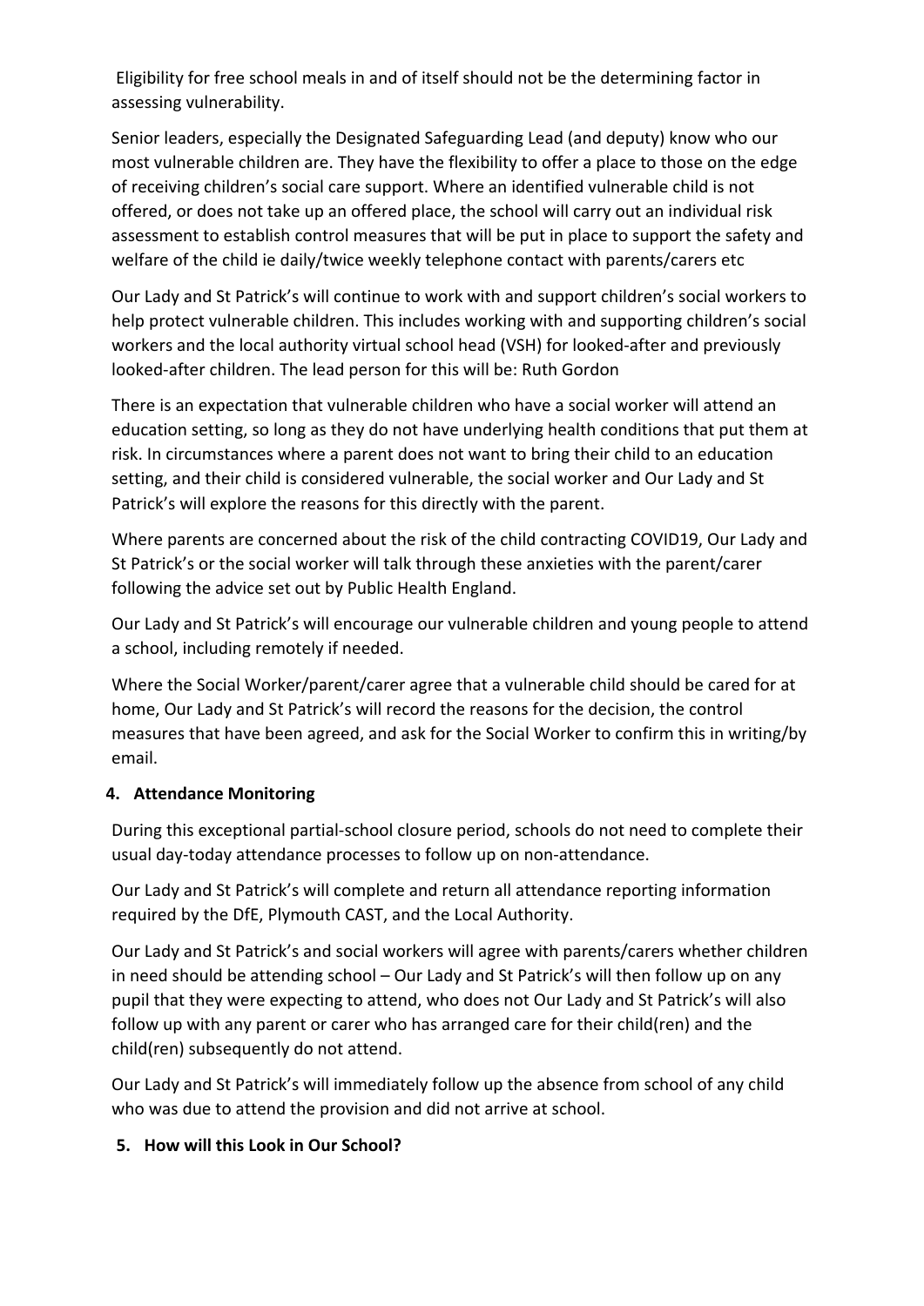Eligibility for free school meals in and of itself should not be the determining factor in assessing vulnerability.

Senior leaders, especially the Designated Safeguarding Lead (and deputy) know who our most vulnerable children are. They have the flexibility to offer a place to those on the edge of receiving children's social care support. Where an identified vulnerable child is not offered, or does not take up an offered place, the school will carry out an individual risk assessment to establish control measures that will be put in place to support the safety and welfare of the child ie daily/twice weekly telephone contact with parents/carers etc

Our Lady and St Patrick's will continue to work with and support children's social workers to help protect vulnerable children. This includes working with and supporting children's social workers and the local authority virtual school head (VSH) for looked-after and previously looked-after children. The lead person for this will be: Ruth Gordon

There is an expectation that vulnerable children who have a social worker will attend an education setting, so long as they do not have underlying health conditions that put them at risk. In circumstances where a parent does not want to bring their child to an education setting, and their child is considered vulnerable, the social worker and Our Lady and St Patrick's will explore the reasons for this directly with the parent.

Where parents are concerned about the risk of the child contracting COVID19, Our Lady and St Patrick's or the social worker will talk through these anxieties with the parent/carer following the advice set out by Public Health England.

Our Lady and St Patrick's will encourage our vulnerable children and young people to attend a school, including remotely if needed.

Where the Social Worker/parent/carer agree that a vulnerable child should be cared for at home, Our Lady and St Patrick's will record the reasons for the decision, the control measures that have been agreed, and ask for the Social Worker to confirm this in writing/by email.

## 4. Attendance Monitoring

During this exceptional partial-school closure period, schools do not need to complete their usual day-today attendance processes to follow up on non-attendance.

Our Lady and St Patrick's will complete and return all attendance reporting information required by the DfE, Plymouth CAST, and the Local Authority.

Our Lady and St Patrick's and social workers will agree with parents/carers whether children in need should be attending school – Our Lady and St Patrick's will then follow up on any pupil that they were expecting to attend, who does not Our Lady and St Patrick's will also follow up with any parent or carer who has arranged care for their child(ren) and the child(ren) subsequently do not attend.

Our Lady and St Patrick's will immediately follow up the absence from school of any child who was due to attend the provision and did not arrive at school.

## 5. How will this Look in Our School?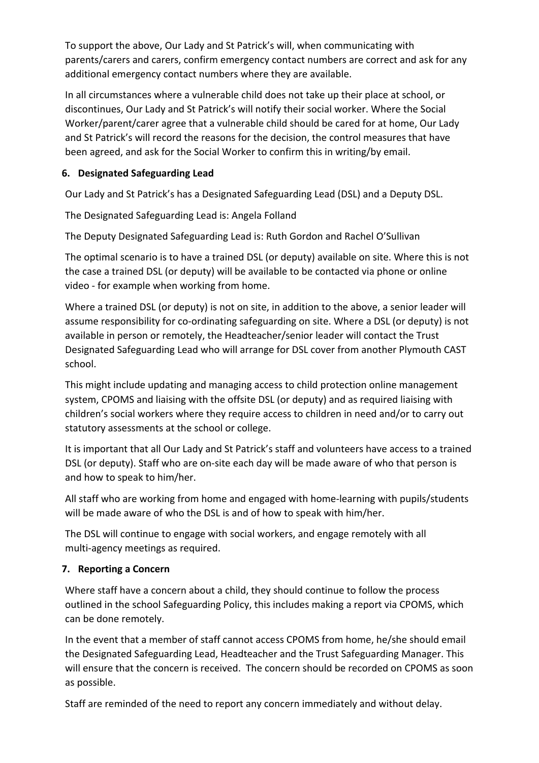To support the above, Our Lady and St Patrick's will, when communicating with parents/carers and carers, confirm emergency contact numbers are correct and ask for any additional emergency contact numbers where they are available.

In all circumstances where a vulnerable child does not take up their place at school, or discontinues, Our Lady and St Patrick's will notify their social worker. Where the Social Worker/parent/carer agree that a vulnerable child should be cared for at home, Our Lady and St Patrick's will record the reasons for the decision, the control measures that have been agreed, and ask for the Social Worker to confirm this in writing/by email.

## 6. Designated Safeguarding Lead

Our Lady and St Patrick's has a Designated Safeguarding Lead (DSL) and a Deputy DSL.

The Designated Safeguarding Lead is: Angela Folland

The Deputy Designated Safeguarding Lead is: Ruth Gordon and Rachel O'Sullivan

The optimal scenario is to have a trained DSL (or deputy) available on site. Where this is not the case a trained DSL (or deputy) will be available to be contacted via phone or online video - for example when working from home.

Where a trained DSL (or deputy) is not on site, in addition to the above, a senior leader will assume responsibility for co-ordinating safeguarding on site. Where a DSL (or deputy) is not available in person or remotely, the Headteacher/senior leader will contact the Trust Designated Safeguarding Lead who will arrange for DSL cover from another Plymouth CAST school.

This might include updating and managing access to child protection online management system, CPOMS and liaising with the offsite DSL (or deputy) and as required liaising with children's social workers where they require access to children in need and/or to carry out statutory assessments at the school or college.

It is important that all Our Lady and St Patrick's staff and volunteers have access to a trained DSL (or deputy). Staff who are on-site each day will be made aware of who that person is and how to speak to him/her.

All staff who are working from home and engaged with home-learning with pupils/students will be made aware of who the DSL is and of how to speak with him/her.

The DSL will continue to engage with social workers, and engage remotely with all multi-agency meetings as required.

## 7. Reporting a Concern

Where staff have a concern about a child, they should continue to follow the process outlined in the school Safeguarding Policy, this includes making a report via CPOMS, which can be done remotely.

In the event that a member of staff cannot access CPOMS from home, he/she should email the Designated Safeguarding Lead, Headteacher and the Trust Safeguarding Manager. This will ensure that the concern is received. The concern should be recorded on CPOMS as soon as possible.

Staff are reminded of the need to report any concern immediately and without delay.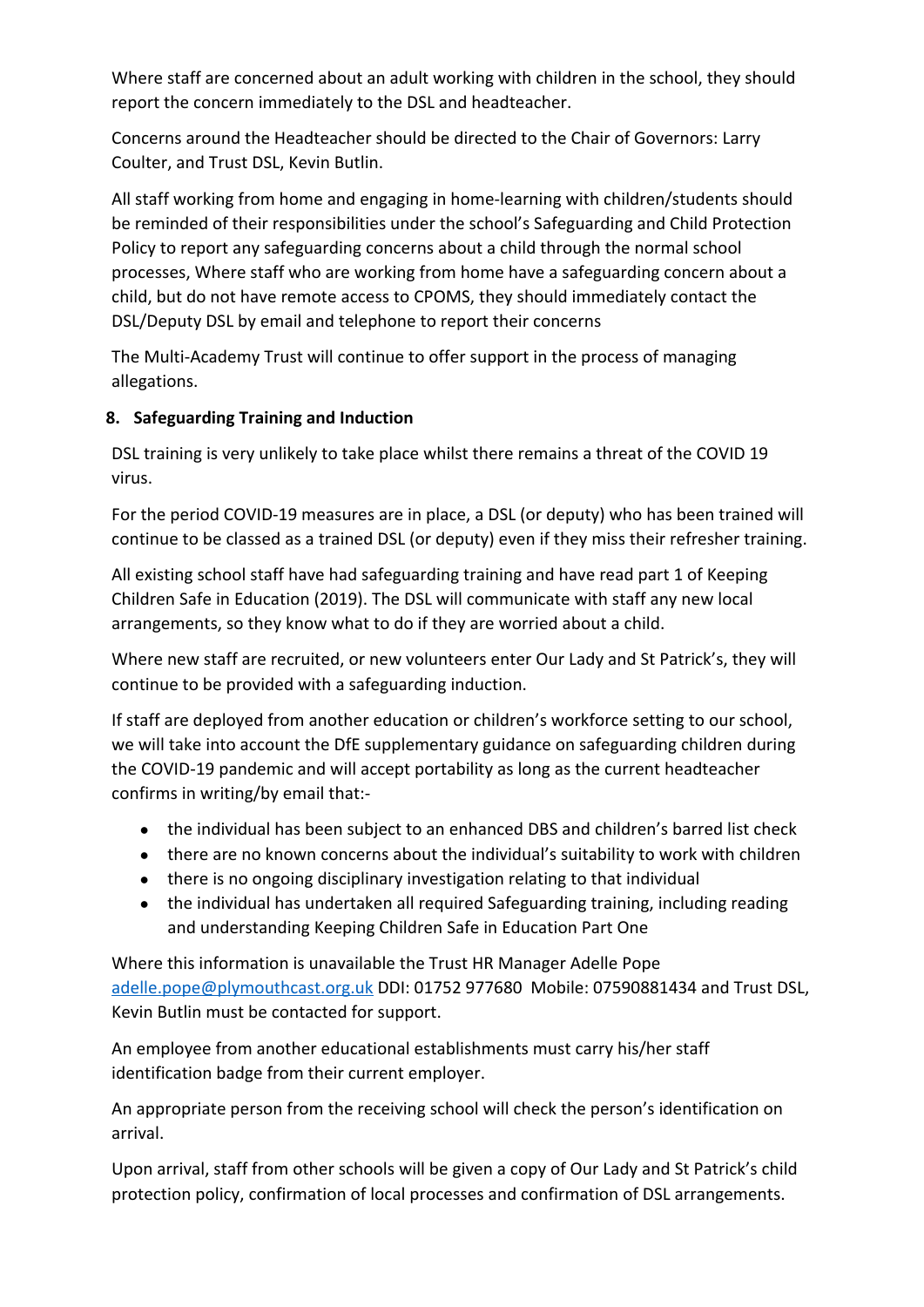Where staff are concerned about an adult working with children in the school, they should report the concern immediately to the DSL and headteacher.

Concerns around the Headteacher should be directed to the Chair of Governors: Larry Coulter, and Trust DSL, Kevin Butlin.

All staff working from home and engaging in home-learning with children/students should be reminded of their responsibilities under the school's Safeguarding and Child Protection Policy to report any safeguarding concerns about a child through the normal school processes, Where staff who are working from home have a safeguarding concern about a child, but do not have remote access to CPOMS, they should immediately contact the DSL/Deputy DSL by email and telephone to report their concerns

The Multi-Academy Trust will continue to offer support in the process of managing allegations.

## 8. Safeguarding Training and Induction

DSL training is very unlikely to take place whilst there remains a threat of the COVID 19 virus.

For the period COVID-19 measures are in place, a DSL (or deputy) who has been trained will continue to be classed as a trained DSL (or deputy) even if they miss their refresher training.

All existing school staff have had safeguarding training and have read part 1 of Keeping Children Safe in Education (2019). The DSL will communicate with staff any new local arrangements, so they know what to do if they are worried about a child.

Where new staff are recruited, or new volunteers enter Our Lady and St Patrick's, they will continue to be provided with a safeguarding induction.

If staff are deployed from another education or children's workforce setting to our school, we will take into account the DfE supplementary guidance on safeguarding children during the COVID-19 pandemic and will accept portability as long as the current headteacher confirms in writing/by email that:-

- the individual has been subject to an enhanced DBS and children's barred list check
- there are no known concerns about the individual's suitability to work with children
- there is no ongoing disciplinary investigation relating to that individual
- the individual has undertaken all required Safeguarding training, including reading and understanding Keeping Children Safe in Education Part One

Where this information is unavailable the Trust HR Manager Adelle Pope [adelle.pope@plymouthcast.org.uk](mailto:adelle.pope@plymouthcast.org.uk) DDI: 01752 977680 Mobile: 07590881434 and Trust DSL, Kevin Butlin must be contacted for support.

An employee from another educational establishments must carry his/her staff identification badge from their current employer.

An appropriate person from the receiving school will check the person's identification on arrival.

Upon arrival, staff from other schools will be given a copy of Our Lady and St Patrick's child protection policy, confirmation of local processes and confirmation of DSL arrangements.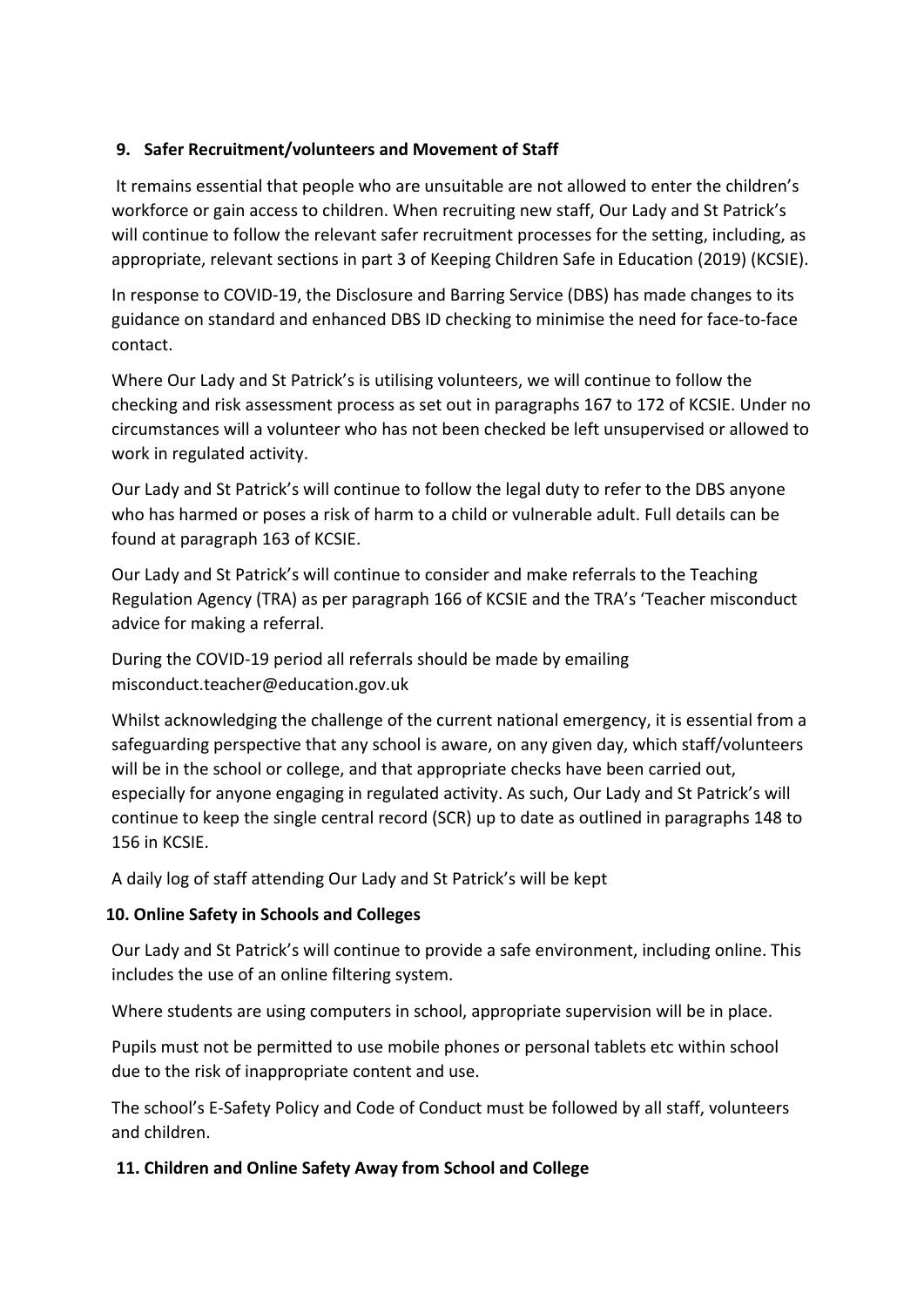## 9. Safer Recruitment/volunteers and Movement of Staff

It remains essential that people who are unsuitable are not allowed to enter the children's workforce or gain access to children. When recruiting new staff, Our Lady and St Patrick's will continue to follow the relevant safer recruitment processes for the setting, including, as appropriate, relevant sections in part 3 of Keeping Children Safe in Education (2019) (KCSIE).

In response to COVID-19, the Disclosure and Barring Service (DBS) has made changes to its guidance on standard and enhanced DBS ID checking to minimise the need for face-to-face contact.

Where Our Lady and St Patrick's is utilising volunteers, we will continue to follow the checking and risk assessment process as set out in paragraphs 167 to 172 of KCSIE. Under no circumstances will a volunteer who has not been checked be left unsupervised or allowed to work in regulated activity.

Our Lady and St Patrick's will continue to follow the legal duty to refer to the DBS anyone who has harmed or poses a risk of harm to a child or vulnerable adult. Full details can be found at paragraph 163 of KCSIE.

Our Lady and St Patrick's will continue to consider and make referrals to the Teaching Regulation Agency (TRA) as per paragraph 166 of KCSIE and the TRA's 'Teacher misconduct advice for making a referral.

During the COVID-19 period all referrals should be made by emailing misconduct.teacher@education.gov.uk

Whilst acknowledging the challenge of the current national emergency, it is essential from a safeguarding perspective that any school is aware, on any given day, which staff/volunteers will be in the school or college, and that appropriate checks have been carried out, especially for anyone engaging in regulated activity. As such, Our Lady and St Patrick's will continue to keep the single central record (SCR) up to date as outlined in paragraphs 148 to 156 in KCSIE.

A daily log of staff attending Our Lady and St Patrick's will be kept

## 10. Online Safety in Schools and Colleges

Our Lady and St Patrick's will continue to provide a safe environment, including online. This includes the use of an online filtering system.

Where students are using computers in school, appropriate supervision will be in place.

Pupils must not be permitted to use mobile phones or personal tablets etc within school due to the risk of inappropriate content and use.

The school's E-Safety Policy and Code of Conduct must be followed by all staff, volunteers and children.

## 11. Children and Online Safety Away from School and College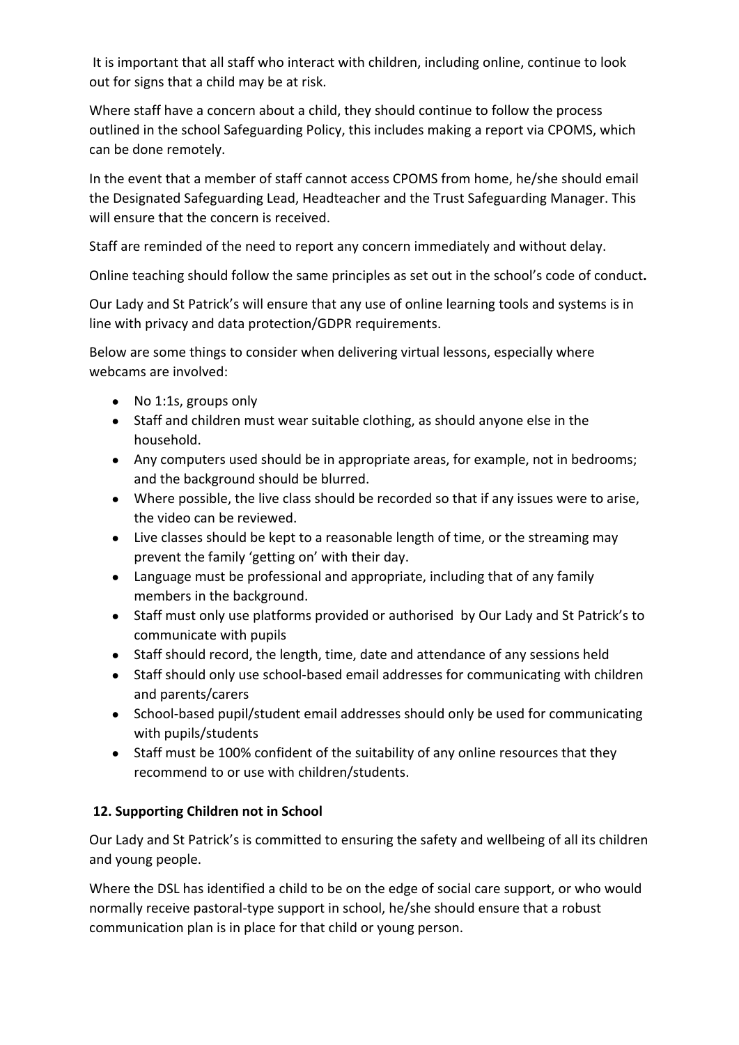It is important that all staff who interact with children, including online, continue to look out for signs that a child may be at risk.

Where staff have a concern about a child, they should continue to follow the process outlined in the school Safeguarding Policy, this includes making a report via CPOMS, which can be done remotely.

In the event that a member of staff cannot access CPOMS from home, he/she should email the Designated Safeguarding Lead, Headteacher and the Trust Safeguarding Manager. This will ensure that the concern is received.

Staff are reminded of the need to report any concern immediately and without delay.

Online teaching should follow the same principles as set out in the school's code of conduct**.**

Our Lady and St Patrick's will ensure that any use of online learning tools and systems is in line with privacy and data protection/GDPR requirements.

Below are some things to consider when delivering virtual lessons, especially where webcams are involved:

- No 1:1s, groups only
- Staff and children must wear suitable clothing, as should anyone else in the household.
- Any computers used should be in appropriate areas, for example, not in bedrooms; and the background should be blurred.
- Where possible, the live class should be recorded so that if any issues were to arise, the video can be reviewed.
- Live classes should be kept to a reasonable length of time, or the streaming may prevent the family 'getting on' with their day.
- Language must be professional and appropriate, including that of any family members in the background.
- Staff must only use platforms provided or authorised by Our Lady and St Patrick's to communicate with pupils
- Staff should record, the length, time, date and attendance of any sessions held
- Staff should only use school-based email addresses for communicating with children and parents/carers
- School-based pupil/student email addresses should only be used for communicating with pupils/students
- Staff must be 100% confident of the suitability of any online resources that they recommend to or use with children/students.

## 12. Supporting Children not in School

Our Lady and St Patrick's is committed to ensuring the safety and wellbeing of all its children and young people.

Where the DSL has identified a child to be on the edge of social care support, or who would normally receive pastoral-type support in school, he/she should ensure that a robust communication plan is in place for that child or young person.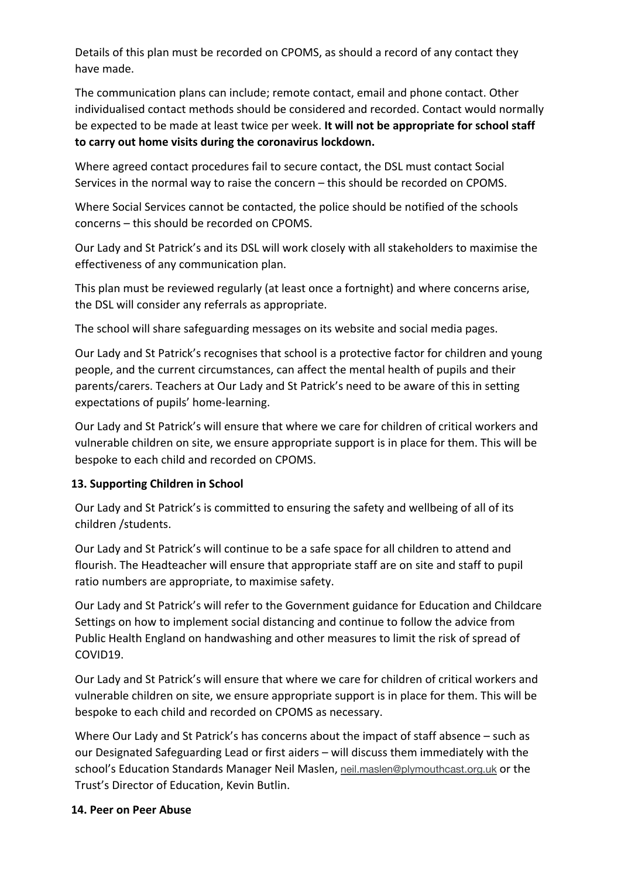Details of this plan must be recorded on CPOMS, as should a record of any contact they have made.

The communication plans can include; remote contact, email and phone contact. Other individualised contact methods should be considered and recorded. Contact would normally be expected to be made at least twice per week. **It will not be appropriate for school staff to carry out home visits during the coronavirus lockdown.**

Where agreed contact procedures fail to secure contact, the DSL must contact Social Services in the normal way to raise the concern – this should be recorded on CPOMS.

Where Social Services cannot be contacted, the police should be notified of the schools concerns – this should be recorded on CPOMS.

Our Lady and St Patrick's and its DSL will work closely with all stakeholders to maximise the effectiveness of any communication plan.

This plan must be reviewed regularly (at least once a fortnight) and where concerns arise, the DSL will consider any referrals as appropriate.

The school will share safeguarding messages on its website and social media pages.

Our Lady and St Patrick's recognises that school is a protective factor for children and young people, and the current circumstances, can affect the mental health of pupils and their parents/carers. Teachers at Our Lady and St Patrick's need to be aware of this in setting expectations of pupils' home-learning.

Our Lady and St Patrick's will ensure that where we care for children of critical workers and vulnerable children on site, we ensure appropriate support is in place for them. This will be bespoke to each child and recorded on CPOMS.

**13. Supporting Children in School**

Our Lady and St Patrick's is committed to ensuring the safety and wellbeing of all of its children /students.

Our Lady and St Patrick's will continue to be a safe space for all children to attend and flourish. The Headteacher will ensure that appropriate staff are on site and staff to pupil ratio numbers are appropriate, to maximise safety.

Our Lady and St Patrick's will refer to the Government guidance for Education and Childcare Settings on how to implement social distancing and continue to follow the advice from Public Health England on handwashing and other measures to limit the risk of spread of COVID19.

Our Lady and St Patrick's will ensure that where we care for children of critical workers and vulnerable children on site, we ensure appropriate support is in place for them. This will be bespoke to each child and recorded on CPOMS as necessary.

Where Our Lady and St Patrick's has concerns about the impact of staff absence – such as our Designated Safeguarding Lead or first aiders – will discuss them immediately with the school's Education Standards Manager Neil Maslen, neil.maslen@plymouthcast.org.uk or the Trust's Director of Education, Kevin Butlin.

**14. Peer on Peer Abuse**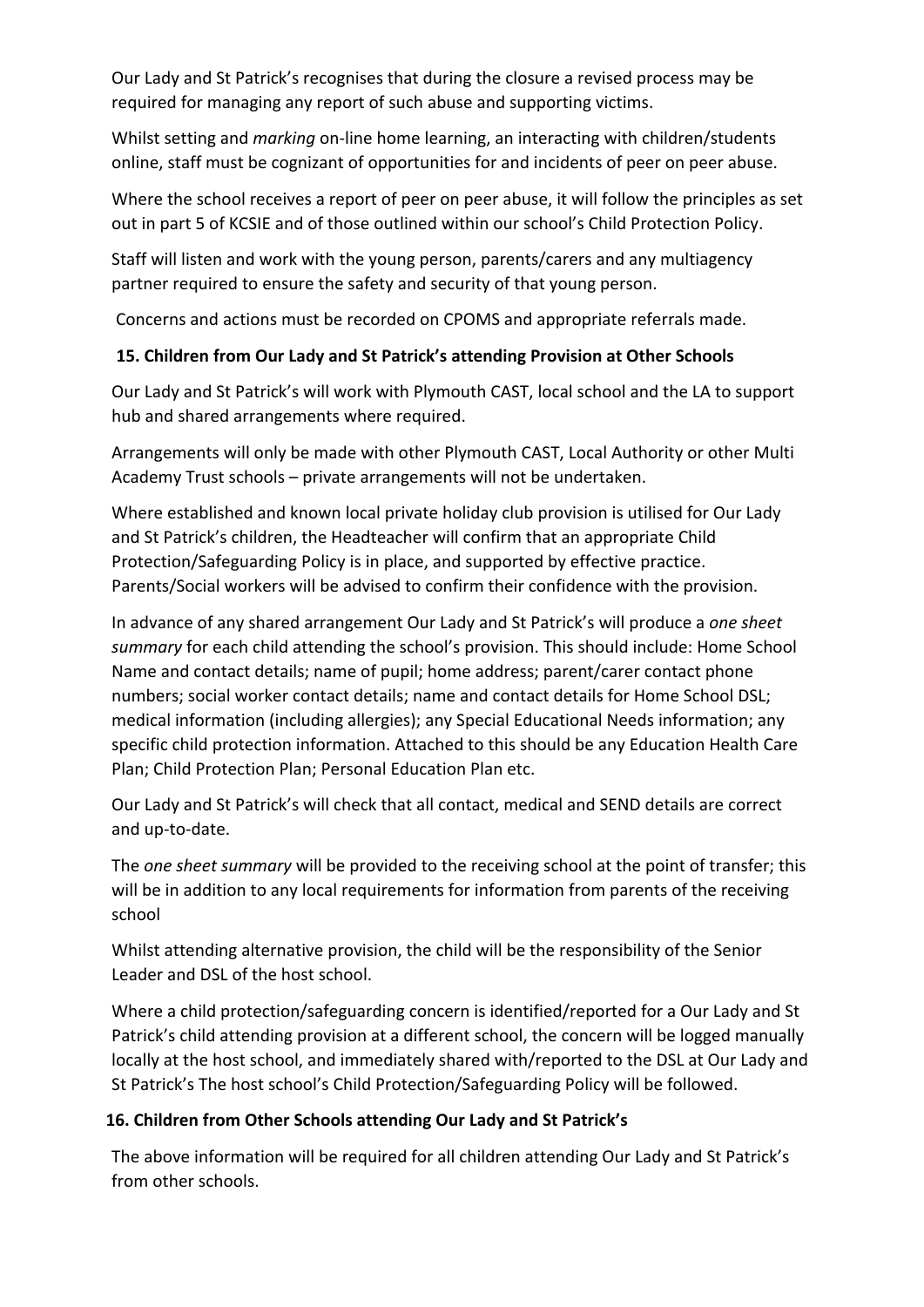Our Lady and St Patrick's recognises that during the closure a revised process may be required for managing any report of such abuse and supporting victims.

Whilst setting and *marking* on-line home learning, an interacting with children/students online, staff must be cognizant of opportunities for and incidents of peer on peer abuse.

Where the school receives a report of peer on peer abuse, it will follow the principles as set out in part 5 of KCSIE and of those outlined within our school's Child Protection Policy.

Staff will listen and work with the young person, parents/carers and any multiagency partner required to ensure the safety and security of that young person.

Concerns and actions must be recorded on CPOMS and appropriate referrals made.

### 15. Children from Our Lady and St Patrick's attending Provision at Other Schools

Our Lady and St Patrick's will work with Plymouth CAST, local school and the LA to support hub and shared arrangements where required.

Arrangements will only be made with other Plymouth CAST, Local Authority or other Multi Academy Trust schools – private arrangements will not be undertaken.

Where established and known local private holiday club provision is utilised for Our Lady and St Patrick's children, the Headteacher will confirm that an appropriate Child Protection/Safeguarding Policy is in place, and supported by effective practice. Parents/Social workers will be advised to confirm their confidence with the provision.

In advance of any shared arrangement Our Lady and St Patrick's will produce a *one sheet summary* for each child attending the school's provision. This should include: Home School Name and contact details; name of pupil; home address; parent/carer contact phone numbers; social worker contact details; name and contact details for Home School DSL; medical information (including allergies); any Special Educational Needs information; any specific child protection information. Attached to this should be any Education Health Care Plan; Child Protection Plan; Personal Education Plan etc.

Our Lady and St Patrick's will check that all contact, medical and SEND details are correct and up-to-date.

The *one sheet summary* will be provided to the receiving school at the point of transfer; this will be in addition to any local requirements for information from parents of the receiving school

Whilst attending alternative provision, the child will be the responsibility of the Senior Leader and DSL of the host school.

Where a child protection/safeguarding concern is identified/reported for a Our Lady and St Patrick's child attending provision at a different school, the concern will be logged manually locally at the host school, and immediately shared with/reported to the DSL at Our Lady and St Patrick's The host school's Child Protection/Safeguarding Policy will be followed.

### 16. Children from Other Schools attending Our Lady and St Patrick's

The above information will be required for all children attending Our Lady and St Patrick's from other schools.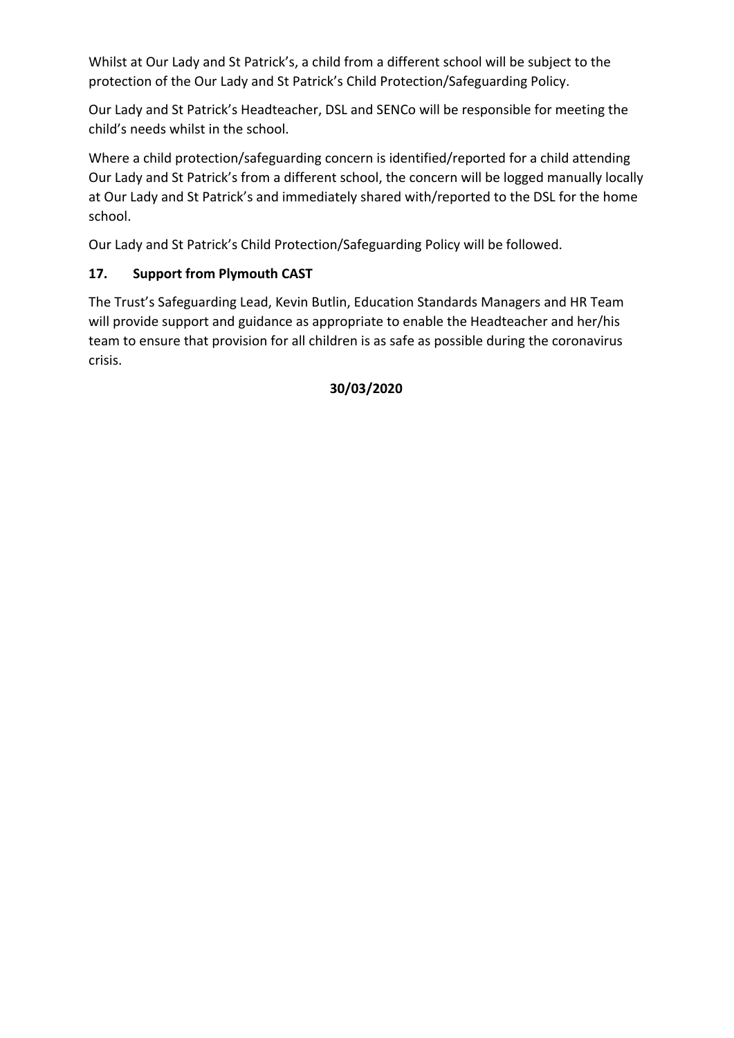Whilst at Our Lady and St Patrick's, a child from a different school will be subject to the protection of the Our Lady and St Patrick's Child Protection/Safeguarding Policy.

Our Lady and St Patrick's Headteacher, DSL and SENCo will be responsible for meeting the child's needs whilst in the school.

Where a child protection/safeguarding concern is identified/reported for a child attending Our Lady and St Patrick's from a different school, the concern will be logged manually locally at Our Lady and St Patrick's and immediately shared with/reported to the DSL for the home school.

Our Lady and St Patrick's Child Protection/Safeguarding Policy will be followed.

## 17. Support from Plymouth CAST

The Trust's Safeguarding Lead, Kevin Butlin, Education Standards Managers and HR Team will provide support and guidance as appropriate to enable the Headteacher and her/his team to ensure that provision for all children is as safe as possible during the coronavirus crisis.

**30/03/2020**